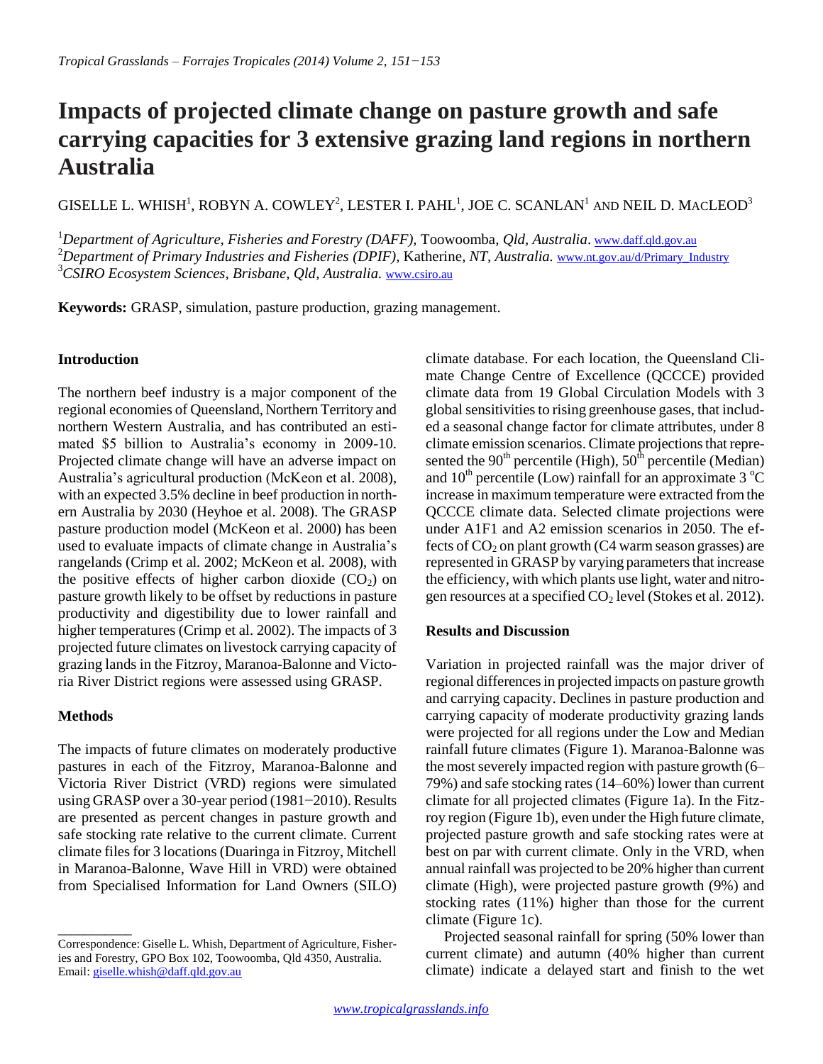# Impacts of projected climate change on pasture growth and safe carrying capacities for 3 extensive grazing land regions in northern Australia

GISELLE L. WHISH[1], ROBYN A. COWLEY[2], LESTER I. PAHL[1], JOE C. SCANLAN[1] AND NEIL D. MACLEOD[3]

[1]*Department of Agriculture, Fisheries and Forestry (DAFF),* Toowoomba*, Qld, Australia*. www.daff.qld.gov.au
[2]*Department of Primary Industries and Fisheries (DPIF),* Katherine*, NT, Australia.* www.nt.gov.au/d/Primary_Industry
[3]*CSIRO Ecosystem Sciences, Brisbane, Qld, Australia.* www.csiro.au

**Keywords:** GRASP, simulation, pasture production, grazing management.

## Introduction

The northern beef industry is a major component of the regional economies of Queensland, Northern Territory and northern Western Australia, and has contributed an estimated $5 billion to Australia's economy in 2009-10. Projected climate change will have an adverse impact on Australia's agricultural production (McKeon et al. 2008), with an expected 3.5% decline in beef production in northern Australia by 2030 (Heyhoe et al. 2008). The GRASP pasture production model (McKeon et al. 2000) has been used to evaluate impacts of climate change in Australia's rangelands (Crimp et al. 2002; McKeon et al. 2008), with the positive effects of higher carbon dioxide ($CO_2$) on pasture growth likely to be offset by reductions in pasture productivity and digestibility due to lower rainfall and higher temperatures (Crimp et al. 2002). The impacts of 3 projected future climates on livestock carrying capacity of grazing lands in the Fitzroy, Maranoa-Balonne and Victoria River District regions were assessed using GRASP.

## Methods

The impacts of future climates on moderately productive pastures in each of the Fitzroy, Maranoa-Balonne and Victoria River District (VRD) regions were simulated using GRASP over a 30-year period (1981−2010). Results are presented as percent changes in pasture growth and safe stocking rate relative to the current climate. Current climate files for 3 locations (Duaringa in Fitzroy, Mitchell in Maranoa-Balonne, Wave Hill in VRD) were obtained from Specialised Information for Land Owners (SILO) climate database. For each location, the Queensland Climate Change Centre of Excellence (QCCCE) provided climate data from 19 Global Circulation Models with 3 global sensitivities to rising greenhouse gases, that included a seasonal change factor for climate attributes, under 8 climate emission scenarios. Climate projections that represented the 90$^{th}$ percentile (High), 50$^{th}$ percentile (Median) and 10$^{th}$ percentile (Low) rainfall for an approximate 3 $^{o}$C increase in maximum temperature were extracted from the QCCCE climate data. Selected climate projections were under A1F1 and A2 emission scenarios in 2050. The effects of $CO_2$ on plant growth (C4 warm season grasses) are represented in GRASP by varying parameters that increase the efficiency, with which plants use light, water and nitrogen resources at a specified $CO_2$ level (Stokes et al. 2012).

## Results and Discussion

Variation in projected rainfall was the major driver of regional differences in projected impacts on pasture growth and carrying capacity. Declines in pasture production and carrying capacity of moderate productivity grazing lands were projected for all regions under the Low and Median rainfall future climates (Figure 1). Maranoa-Balonne was the most severely impacted region with pasture growth (6–79%) and safe stocking rates (14–60%) lower than current climate for all projected climates (Figure 1a). In the Fitzroy region (Figure 1b), even under the High future climate, projected pasture growth and safe stocking rates were at best on par with current climate. Only in the VRD, when annual rainfall was projected to be 20% higher than current climate (High), were projected pasture growth (9%) and stocking rates (11%) higher than those for the current climate (Figure 1c).

Projected seasonal rainfall for spring (50% lower than current climate) and autumn (40% higher than current climate) indicate a delayed start and finish to the wet

---

Correspondence: Giselle L. Whish, Department of Agriculture, Fisheries and Forestry, GPO Box 102, Toowoomba, Qld 4350, Australia. Email: giselle.whish@daff.qld.gov.au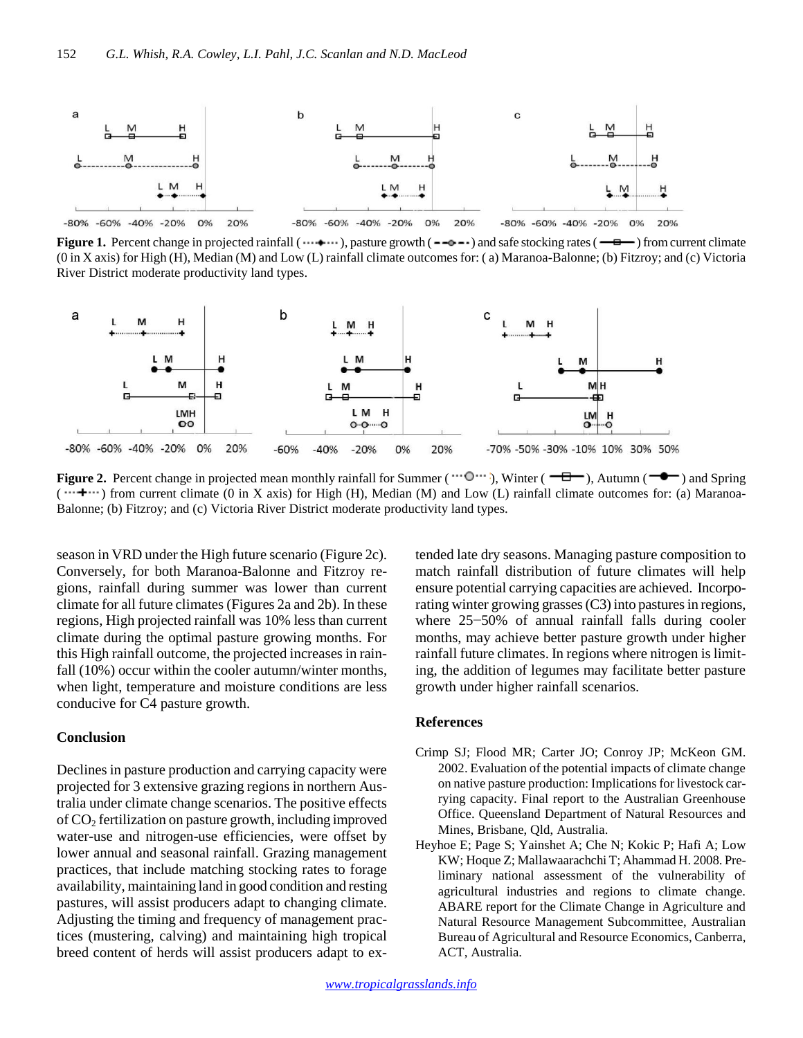**Figure 1.** Percent change in projected rainfall (···◆···), pasture growth (- -○- -) and safe stocking rates (—⊟—) from current climate (0 in X axis) for High (H), Median (M) and Low (L) rainfall climate outcomes for: ( a) Maranoa-Balonne; (b) Fitzroy; and (c) Victoria River District moderate productivity land types.

**Figure 2.** Percent change in projected mean monthly rainfall for Summer (···○···), Winter (—⊟—), Autumn (—●—) and Spring (···+···) from current climate (0 in X axis) for High (H), Median (M) and Low (L) rainfall climate outcomes for: (a) Maranoa-Balonne; (b) Fitzroy; and (c) Victoria River District moderate productivity land types.

season in VRD under the High future scenario (Figure 2c). Conversely, for both Maranoa-Balonne and Fitzroy regions, rainfall during summer was lower than current climate for all future climates (Figures 2a and 2b). In these regions, High projected rainfall was 10% less than current climate during the optimal pasture growing months. For this High rainfall outcome, the projected increases in rainfall (10%) occur within the cooler autumn/winter months, when light, temperature and moisture conditions are less conducive for C4 pasture growth.

## Conclusion

Declines in pasture production and carrying capacity were projected for 3 extensive grazing regions in northern Australia under climate change scenarios. The positive effects of $CO_2$ fertilization on pasture growth, including improved water-use and nitrogen-use efficiencies, were offset by lower annual and seasonal rainfall. Grazing management practices, that include matching stocking rates to forage availability, maintaining land in good condition and resting pastures, will assist producers adapt to changing climate. Adjusting the timing and frequency of management practices (mustering, calving) and maintaining high tropical breed content of herds will assist producers adapt to extended late dry seasons. Managing pasture composition to match rainfall distribution of future climates will help ensure potential carrying capacities are achieved. Incorporating winter growing grasses (C3) into pastures in regions, where 25−50% of annual rainfall falls during cooler months, may achieve better pasture growth under higher rainfall future climates. In regions where nitrogen is limiting, the addition of legumes may facilitate better pasture growth under higher rainfall scenarios.

## References

Crimp SJ; Flood MR; Carter JO; Conroy JP; McKeon GM. 2002. Evaluation of the potential impacts of climate change on native pasture production: Implications for livestock carrying capacity. Final report to the Australian Greenhouse Office. Queensland Department of Natural Resources and Mines, Brisbane, Qld, Australia.

Heyhoe E; Page S; Yainshet A; Che N; Kokic P; Hafi A; Low KW; Hoque Z; Mallawaarachchi T; Ahammad H. 2008. Preliminary national assessment of the vulnerability of agricultural industries and regions to climate change. ABARE report for the Climate Change in Agriculture and Natural Resource Management Subcommittee, Australian Bureau of Agricultural and Resource Economics, Canberra, ACT, Australia.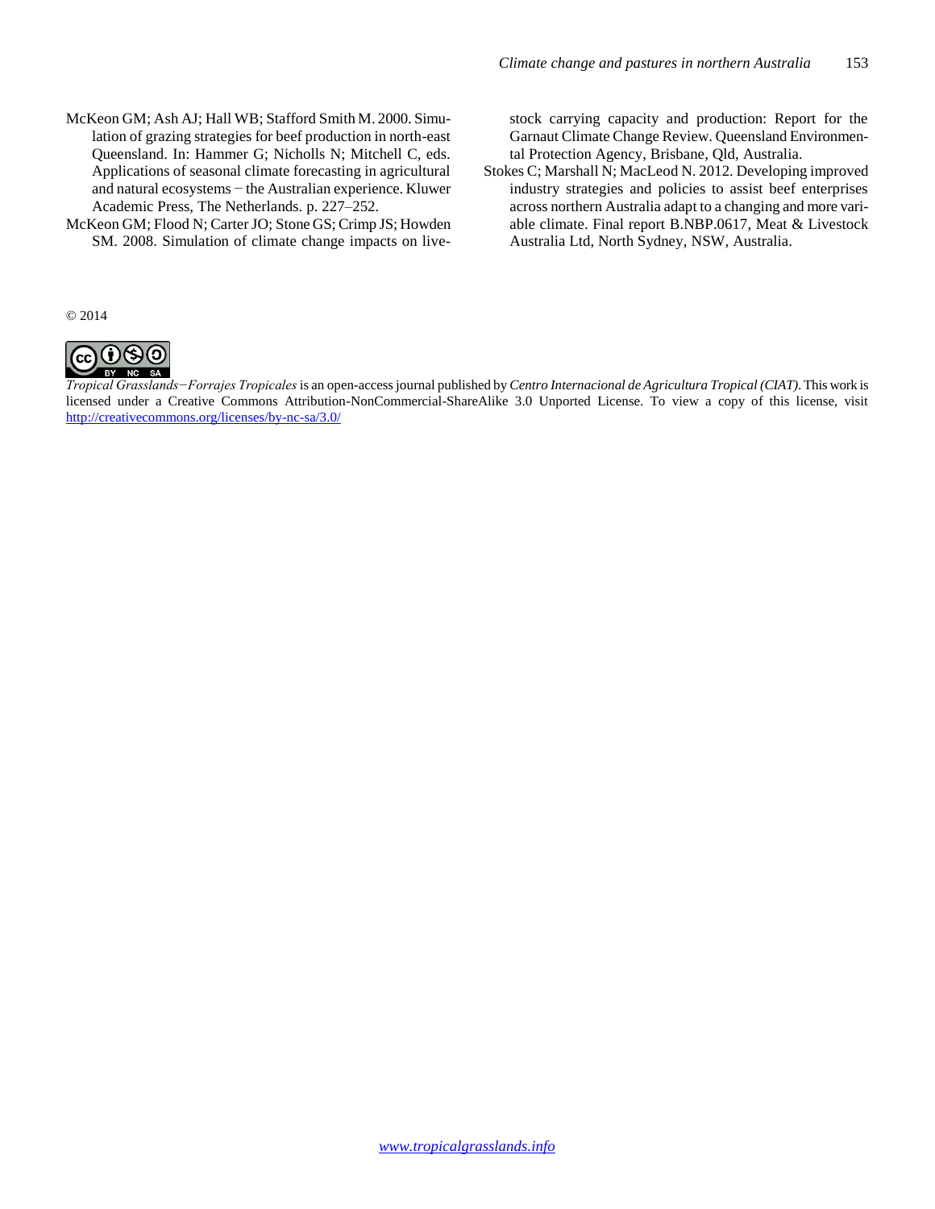McKeon GM; Ash AJ; Hall WB; Stafford Smith M. 2000. Simulation of grazing strategies for beef production in north-east Queensland. In: Hammer G; Nicholls N; Mitchell C, eds. Applications of seasonal climate forecasting in agricultural and natural ecosystems − the Australian experience. Kluwer Academic Press, The Netherlands. p. 227–252.

McKeon GM; Flood N; Carter JO; Stone GS; Crimp JS; Howden SM. 2008. Simulation of climate change impacts on livestock carrying capacity and production: Report for the Garnaut Climate Change Review. Queensland Environmental Protection Agency, Brisbane, Qld, Australia.

Stokes C; Marshall N; MacLeod N. 2012. Developing improved industry strategies and policies to assist beef enterprises across northern Australia adapt to a changing and more variable climate. Final report B.NBP.0617, Meat & Livestock Australia Ltd, North Sydney, NSW, Australia.

© 2014

*Tropical Grasslands−Forrajes Tropicales* is an open-access journal published by *Centro Internacional de Agricultura Tropical (CIAT)*. This work is licensed under a Creative Commons Attribution-NonCommercial-ShareAlike 3.0 Unported License. To view a copy of this license, visit http://creativecommons.org/licenses/by-nc-sa/3.0/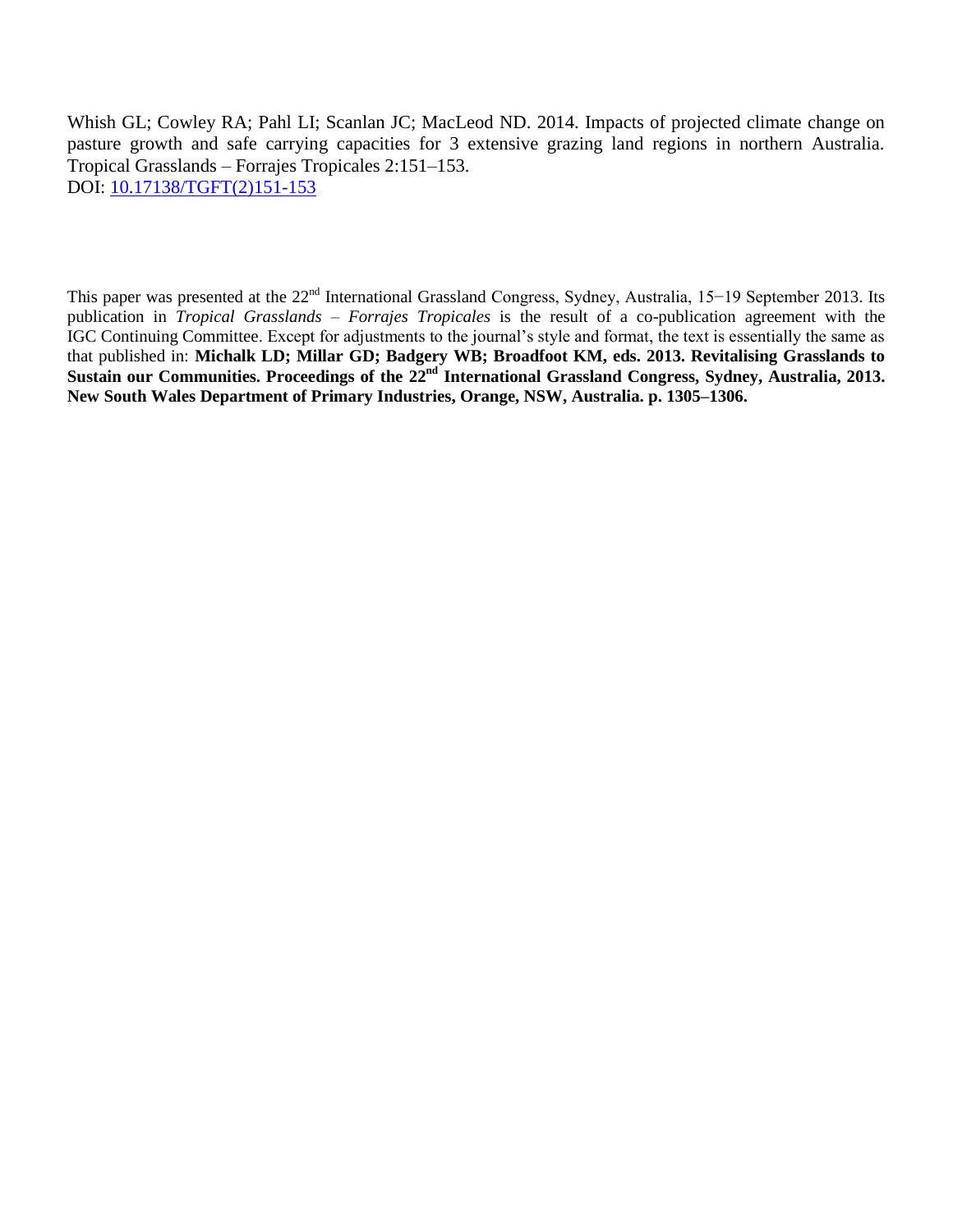Whish GL; Cowley RA; Pahl LI; Scanlan JC; MacLeod ND. 2014. Impacts of projected climate change on pasture growth and safe carrying capacities for 3 extensive grazing land regions in northern Australia. Tropical Grasslands – Forrajes Tropicales 2:151–153.
DOI: [10.17138/TGFT(2)151-153](https://doi.org/10.17138/TGFT(2)151-153)

This paper was presented at the 22nd International Grassland Congress, Sydney, Australia, 15−19 September 2013. Its publication in *Tropical Grasslands – Forrajes Tropicales* is the result of a co-publication agreement with the IGC Continuing Committee. Except for adjustments to the journal's style and format, the text is essentially the same as that published in: **Michalk LD; Millar GD; Badgery WB; Broadfoot KM, eds. 2013. Revitalising Grasslands to Sustain our Communities. Proceedings of the 22nd International Grassland Congress, Sydney, Australia, 2013. New South Wales Department of Primary Industries, Orange, NSW, Australia. p. 1305–1306.**